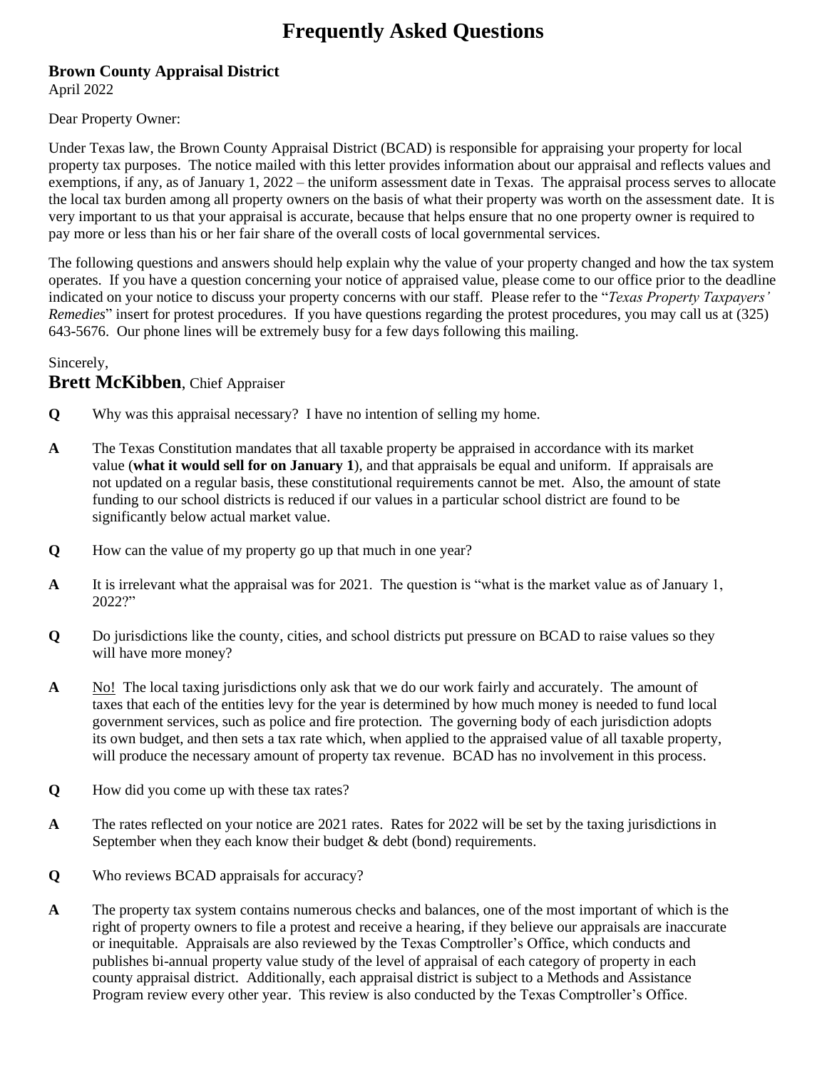# Frequently Asked Questions

**Brown County Appraisal District**
April 2022

Dear Property Owner:

Under Texas law, the Brown County Appraisal District (BCAD) is responsible for appraising your property for local property tax purposes. The notice mailed with this letter provides information about our appraisal and reflects values and exemptions, if any, as of January 1, 2022 – the uniform assessment date in Texas. The appraisal process serves to allocate the local tax burden among all property owners on the basis of what their property was worth on the assessment date. It is very important to us that your appraisal is accurate, because that helps ensure that no one property owner is required to pay more or less than his or her fair share of the overall costs of local governmental services.

The following questions and answers should help explain why the value of your property changed and how the tax system operates. If you have a question concerning your notice of appraised value, please come to our office prior to the deadline indicated on your notice to discuss your property concerns with our staff. Please refer to the "*Texas Property Taxpayers' Remedies*" insert for protest procedures. If you have questions regarding the protest procedures, you may call us at (325) 643-5676. Our phone lines will be extremely busy for a few days following this mailing.

Sincerely,
**Brett McKibben**, Chief Appraiser

**Q** Why was this appraisal necessary? I have no intention of selling my home.

**A** The Texas Constitution mandates that all taxable property be appraised in accordance with its market value (**what it would sell for on January 1**), and that appraisals be equal and uniform. If appraisals are not updated on a regular basis, these constitutional requirements cannot be met. Also, the amount of state funding to our school districts is reduced if our values in a particular school district are found to be significantly below actual market value.

**Q** How can the value of my property go up that much in one year?

**A** It is irrelevant what the appraisal was for 2021. The question is "what is the market value as of January 1, 2022?"

**Q** Do jurisdictions like the county, cities, and school districts put pressure on BCAD to raise values so they will have more money?

**A** <u>No!</u> The local taxing jurisdictions only ask that we do our work fairly and accurately. The amount of taxes that each of the entities levy for the year is determined by how much money is needed to fund local government services, such as police and fire protection. The governing body of each jurisdiction adopts its own budget, and then sets a tax rate which, when applied to the appraised value of all taxable property, will produce the necessary amount of property tax revenue. BCAD has no involvement in this process.

**Q** How did you come up with these tax rates?

**A** The rates reflected on your notice are 2021 rates. Rates for 2022 will be set by the taxing jurisdictions in September when they each know their budget & debt (bond) requirements.

**Q** Who reviews BCAD appraisals for accuracy?

**A** The property tax system contains numerous checks and balances, one of the most important of which is the right of property owners to file a protest and receive a hearing, if they believe our appraisals are inaccurate or inequitable. Appraisals are also reviewed by the Texas Comptroller's Office, which conducts and publishes bi-annual property value study of the level of appraisal of each category of property in each county appraisal district. Additionally, each appraisal district is subject to a Methods and Assistance Program review every other year. This review is also conducted by the Texas Comptroller's Office.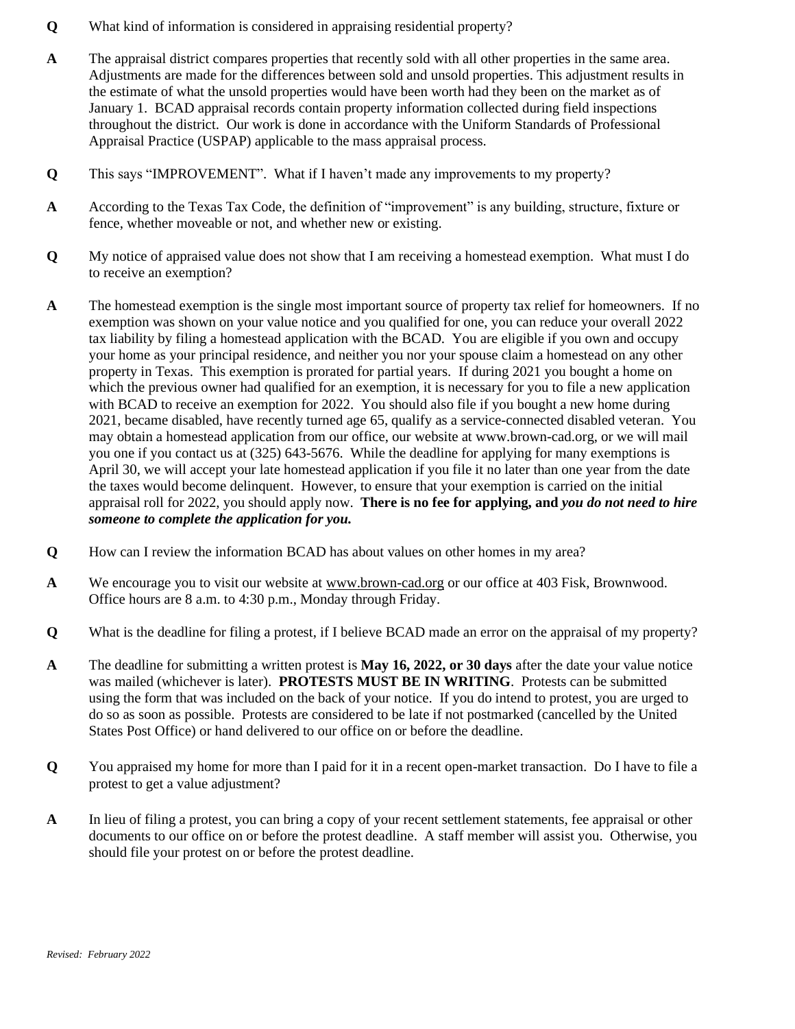**Q** What kind of information is considered in appraising residential property?

**A** The appraisal district compares properties that recently sold with all other properties in the same area. Adjustments are made for the differences between sold and unsold properties. This adjustment results in the estimate of what the unsold properties would have been worth had they been on the market as of January 1. BCAD appraisal records contain property information collected during field inspections throughout the district. Our work is done in accordance with the Uniform Standards of Professional Appraisal Practice (USPAP) applicable to the mass appraisal process.

**Q** This says "IMPROVEMENT". What if I haven't made any improvements to my property?

**A** According to the Texas Tax Code, the definition of "improvement" is any building, structure, fixture or fence, whether moveable or not, and whether new or existing.

**Q** My notice of appraised value does not show that I am receiving a homestead exemption. What must I do to receive an exemption?

**A** The homestead exemption is the single most important source of property tax relief for homeowners. If no exemption was shown on your value notice and you qualified for one, you can reduce your overall 2022 tax liability by filing a homestead application with the BCAD. You are eligible if you own and occupy your home as your principal residence, and neither you nor your spouse claim a homestead on any other property in Texas. This exemption is prorated for partial years. If during 2021 you bought a home on which the previous owner had qualified for an exemption, it is necessary for you to file a new application with BCAD to receive an exemption for 2022. You should also file if you bought a new home during 2021, became disabled, have recently turned age 65, qualify as a service-connected disabled veteran. You may obtain a homestead application from our office, our website at www.brown-cad.org, or we will mail you one if you contact us at (325) 643-5676. While the deadline for applying for many exemptions is April 30, we will accept your late homestead application if you file it no later than one year from the date the taxes would become delinquent. However, to ensure that your exemption is carried on the initial appraisal roll for 2022, you should apply now. **There is no fee for applying, and *you do not need to hire someone to complete the application for you.***

**Q** How can I review the information BCAD has about values on other homes in my area?

**A** We encourage you to visit our website at www.brown-cad.org or our office at 403 Fisk, Brownwood. Office hours are 8 a.m. to 4:30 p.m., Monday through Friday.

**Q** What is the deadline for filing a protest, if I believe BCAD made an error on the appraisal of my property?

**A** The deadline for submitting a written protest is **May 16, 2022, or 30 days** after the date your value notice was mailed (whichever is later). **PROTESTS MUST BE IN WRITING**. Protests can be submitted using the form that was included on the back of your notice. If you do intend to protest, you are urged to do so as soon as possible. Protests are considered to be late if not postmarked (cancelled by the United States Post Office) or hand delivered to our office on or before the deadline.

**Q** You appraised my home for more than I paid for it in a recent open-market transaction. Do I have to file a protest to get a value adjustment?

**A** In lieu of filing a protest, you can bring a copy of your recent settlement statements, fee appraisal or other documents to our office on or before the protest deadline. A staff member will assist you. Otherwise, you should file your protest on or before the protest deadline.

*Revised: February 2022*